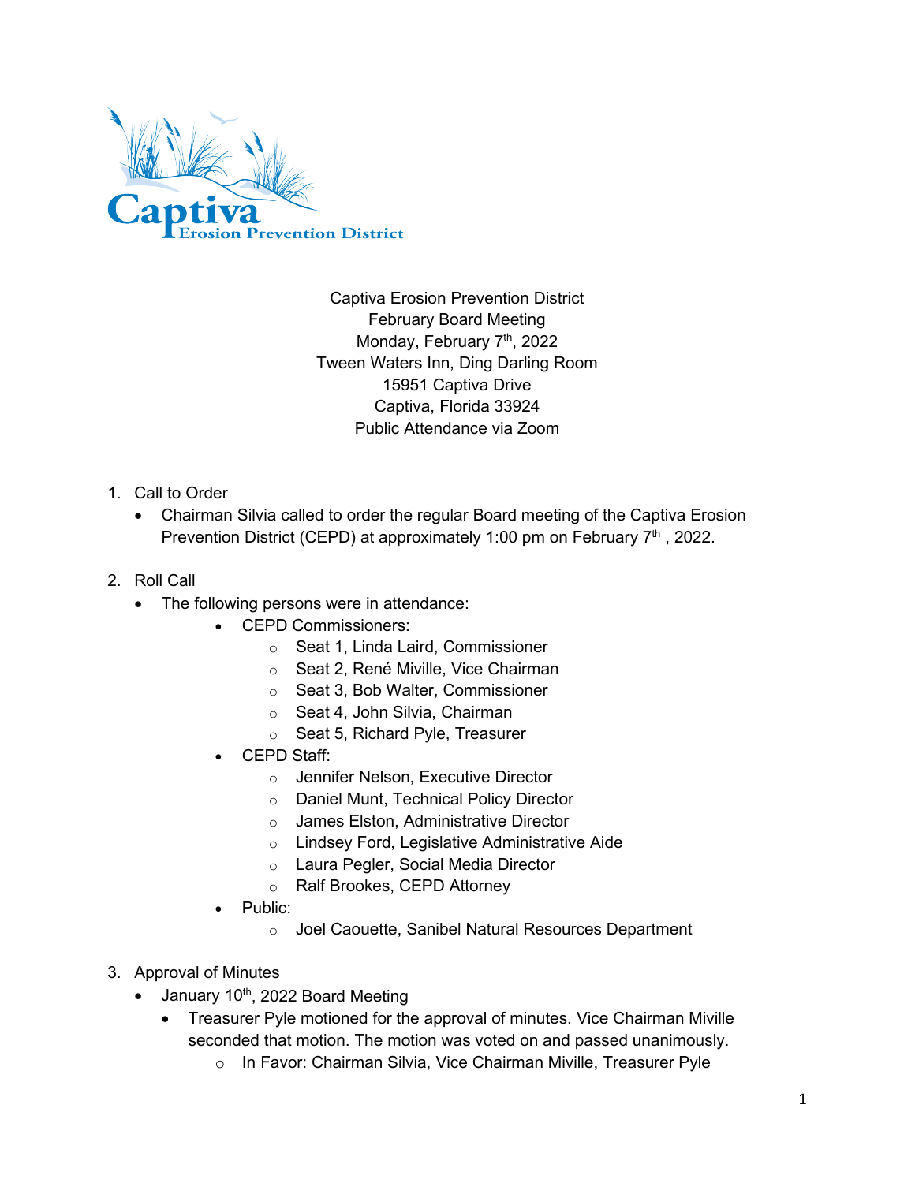Captiva Erosion Prevention District
February Board Meeting
Monday, February 7th, 2022
Tween Waters Inn, Ding Darling Room
15951 Captiva Drive
Captiva, Florida 33924
Public Attendance via Zoom

1. Call to Order
   - Chairman Silvia called to order the regular Board meeting of the Captiva Erosion Prevention District (CEPD) at approximately 1:00 pm on February 7th , 2022.

2. Roll Call
   - The following persons were in attendance:
     - CEPD Commissioners:
       - Seat 1, Linda Laird, Commissioner
       - Seat 2, René Miville, Vice Chairman
       - Seat 3, Bob Walter, Commissioner
       - Seat 4, John Silvia, Chairman
       - Seat 5, Richard Pyle, Treasurer
     - CEPD Staff:
       - Jennifer Nelson, Executive Director
       - Daniel Munt, Technical Policy Director
       - James Elston, Administrative Director
       - Lindsey Ford, Legislative Administrative Aide
       - Laura Pegler, Social Media Director
       - Ralf Brookes, CEPD Attorney
     - Public:
       - Joel Caouette, Sanibel Natural Resources Department

3. Approval of Minutes
   - January 10th, 2022 Board Meeting
     - Treasurer Pyle motioned for the approval of minutes. Vice Chairman Miville seconded that motion. The motion was voted on and passed unanimously.
       - In Favor: Chairman Silvia, Vice Chairman Miville, Treasurer Pyle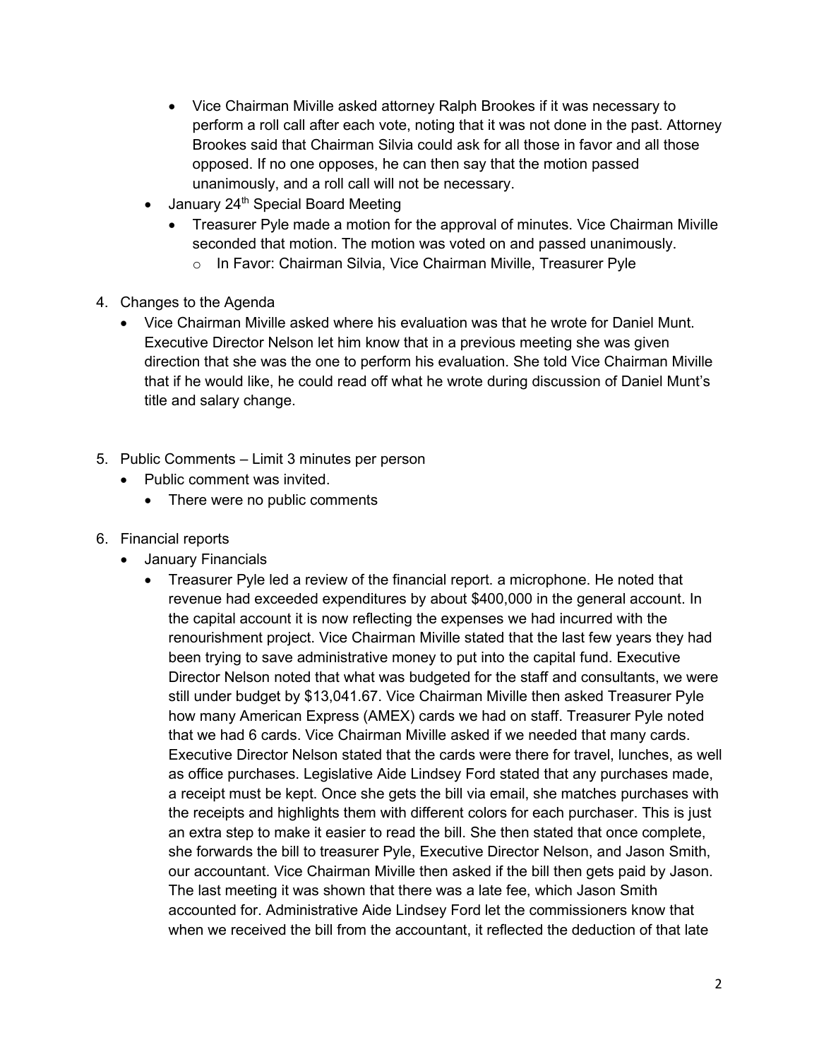- Vice Chairman Miville asked attorney Ralph Brookes if it was necessary to perform a roll call after each vote, noting that it was not done in the past. Attorney Brookes said that Chairman Silvia could ask for all those in favor and all those opposed. If no one opposes, he can then say that the motion passed unanimously, and a roll call will not be necessary.
- January 24th Special Board Meeting
  - Treasurer Pyle made a motion for the approval of minutes. Vice Chairman Miville seconded that motion. The motion was voted on and passed unanimously.
    - In Favor: Chairman Silvia, Vice Chairman Miville, Treasurer Pyle

4. Changes to the Agenda
   - Vice Chairman Miville asked where his evaluation was that he wrote for Daniel Munt. Executive Director Nelson let him know that in a previous meeting she was given direction that she was the one to perform his evaluation. She told Vice Chairman Miville that if he would like, he could read off what he wrote during discussion of Daniel Munt's title and salary change.

5. Public Comments – Limit 3 minutes per person
   - Public comment was invited.
     - There were no public comments

6. Financial reports
   - January Financials
     - Treasurer Pyle led a review of the financial report. a microphone. He noted that revenue had exceeded expenditures by about $400,000 in the general account. In the capital account it is now reflecting the expenses we had incurred with the renourishment project. Vice Chairman Miville stated that the last few years they had been trying to save administrative money to put into the capital fund. Executive Director Nelson noted that what was budgeted for the staff and consultants, we were still under budget by $13,041.67. Vice Chairman Miville then asked Treasurer Pyle how many American Express (AMEX) cards we had on staff. Treasurer Pyle noted that we had 6 cards. Vice Chairman Miville asked if we needed that many cards. Executive Director Nelson stated that the cards were there for travel, lunches, as well as office purchases. Legislative Aide Lindsey Ford stated that any purchases made, a receipt must be kept. Once she gets the bill via email, she matches purchases with the receipts and highlights them with different colors for each purchaser. This is just an extra step to make it easier to read the bill. She then stated that once complete, she forwards the bill to treasurer Pyle, Executive Director Nelson, and Jason Smith, our accountant. Vice Chairman Miville then asked if the bill then gets paid by Jason. The last meeting it was shown that there was a late fee, which Jason Smith accounted for. Administrative Aide Lindsey Ford let the commissioners know that when we received the bill from the accountant, it reflected the deduction of that late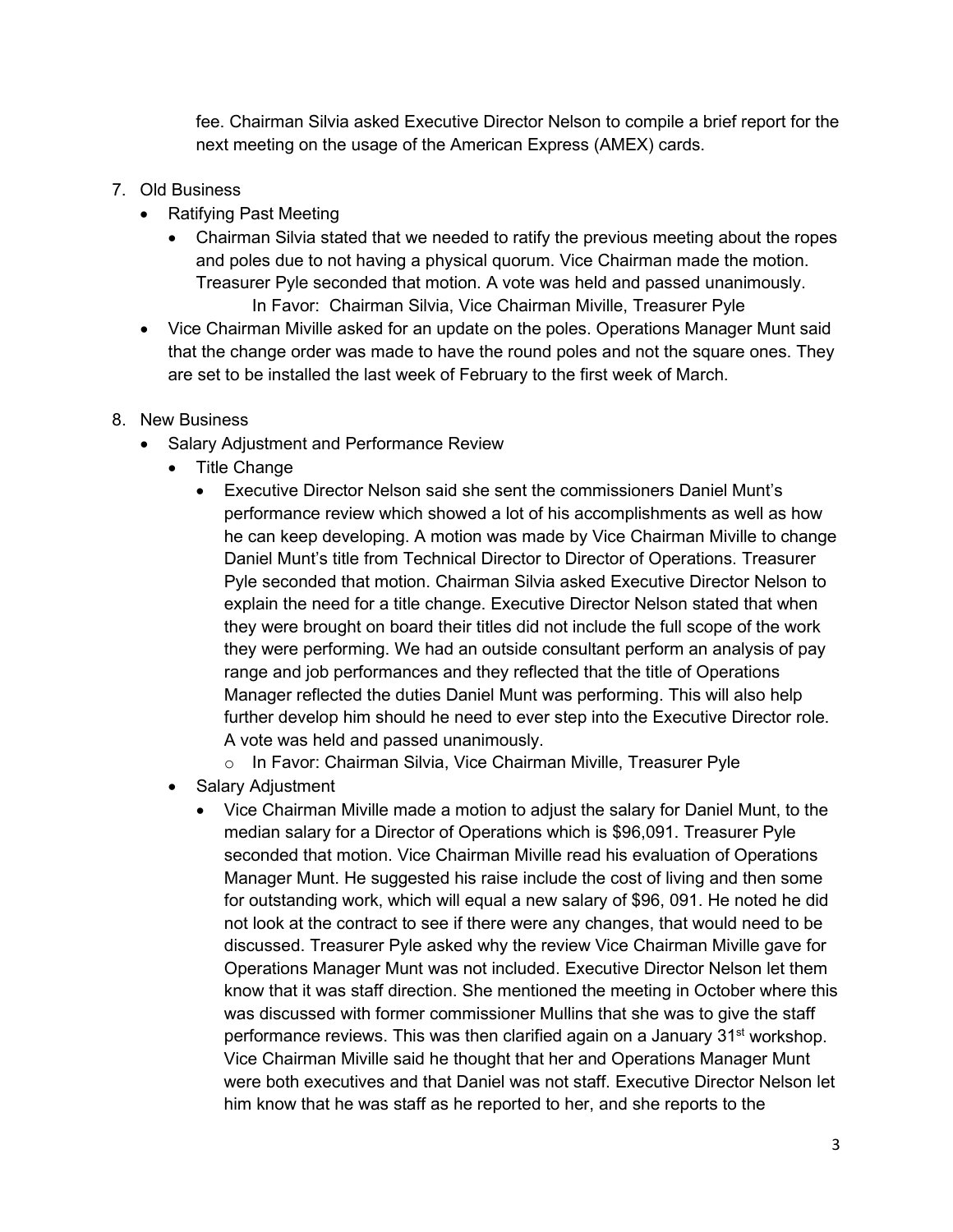fee. Chairman Silvia asked Executive Director Nelson to compile a brief report for the next meeting on the usage of the American Express (AMEX) cards.

7. Old Business
   - Ratifying Past Meeting
     - Chairman Silvia stated that we needed to ratify the previous meeting about the ropes and poles due to not having a physical quorum. Vice Chairman made the motion. Treasurer Pyle seconded that motion. A vote was held and passed unanimously.
       In Favor: Chairman Silvia, Vice Chairman Miville, Treasurer Pyle
   - Vice Chairman Miville asked for an update on the poles. Operations Manager Munt said that the change order was made to have the round poles and not the square ones. They are set to be installed the last week of February to the first week of March.

8. New Business
   - Salary Adjustment and Performance Review
     - Title Change
       - Executive Director Nelson said she sent the commissioners Daniel Munt's performance review which showed a lot of his accomplishments as well as how he can keep developing. A motion was made by Vice Chairman Miville to change Daniel Munt's title from Technical Director to Director of Operations. Treasurer Pyle seconded that motion. Chairman Silvia asked Executive Director Nelson to explain the need for a title change. Executive Director Nelson stated that when they were brought on board their titles did not include the full scope of the work they were performing. We had an outside consultant perform an analysis of pay range and job performances and they reflected that the title of Operations Manager reflected the duties Daniel Munt was performing. This will also help further develop him should he need to ever step into the Executive Director role. A vote was held and passed unanimously.
         - In Favor: Chairman Silvia, Vice Chairman Miville, Treasurer Pyle
   - Salary Adjustment
     - Vice Chairman Miville made a motion to adjust the salary for Daniel Munt, to the median salary for a Director of Operations which is $96,091. Treasurer Pyle seconded that motion. Vice Chairman Miville read his evaluation of Operations Manager Munt. He suggested his raise include the cost of living and then some for outstanding work, which will equal a new salary of $96, 091. He noted he did not look at the contract to see if there were any changes, that would need to be discussed. Treasurer Pyle asked why the review Vice Chairman Miville gave for Operations Manager Munt was not included. Executive Director Nelson let them know that it was staff direction. She mentioned the meeting in October where this was discussed with former commissioner Mullins that she was to give the staff performance reviews. This was then clarified again on a January 31st workshop. Vice Chairman Miville said he thought that her and Operations Manager Munt were both executives and that Daniel was not staff. Executive Director Nelson let him know that he was staff as he reported to her, and she reports to the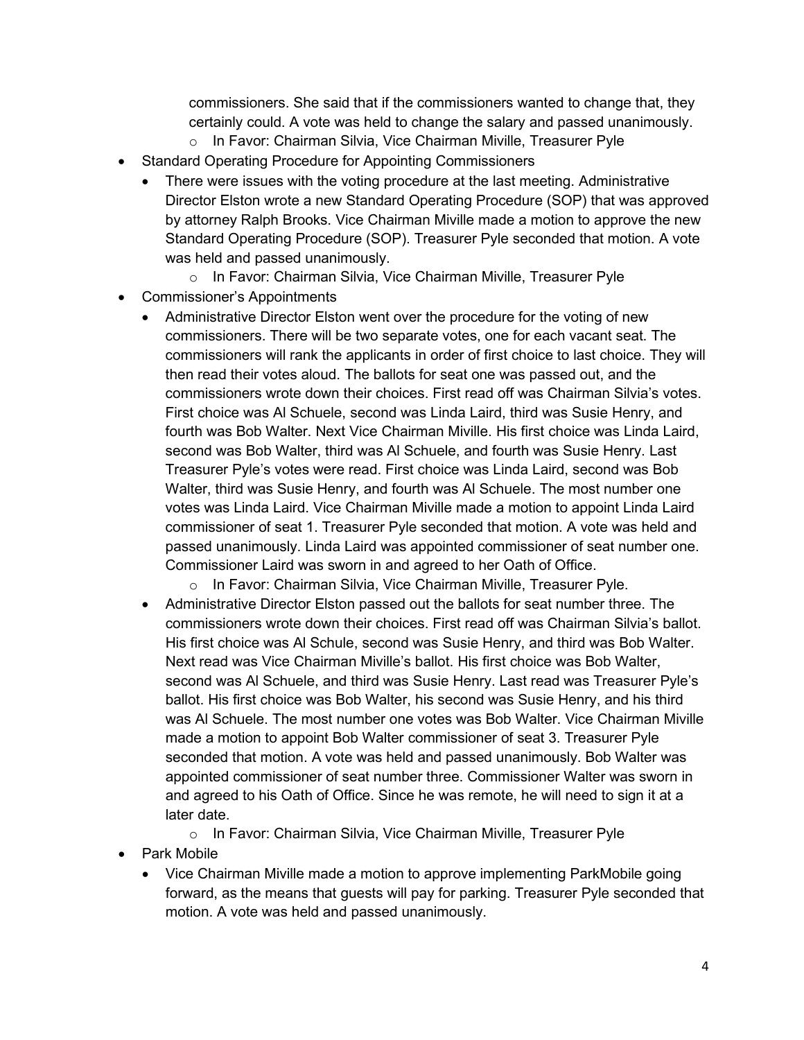commissioners. She said that if the commissioners wanted to change that, they certainly could. A vote was held to change the salary and passed unanimously.
  - In Favor: Chairman Silvia, Vice Chairman Miville, Treasurer Pyle

- Standard Operating Procedure for Appointing Commissioners
  - There were issues with the voting procedure at the last meeting. Administrative Director Elston wrote a new Standard Operating Procedure (SOP) that was approved by attorney Ralph Brooks. Vice Chairman Miville made a motion to approve the new Standard Operating Procedure (SOP). Treasurer Pyle seconded that motion. A vote was held and passed unanimously.
    - In Favor: Chairman Silvia, Vice Chairman Miville, Treasurer Pyle
- Commissioner's Appointments
  - Administrative Director Elston went over the procedure for the voting of new commissioners. There will be two separate votes, one for each vacant seat. The commissioners will rank the applicants in order of first choice to last choice. They will then read their votes aloud. The ballots for seat one was passed out, and the commissioners wrote down their choices. First read off was Chairman Silvia's votes. First choice was Al Schuele, second was Linda Laird, third was Susie Henry, and fourth was Bob Walter. Next Vice Chairman Miville. His first choice was Linda Laird, second was Bob Walter, third was Al Schuele, and fourth was Susie Henry. Last Treasurer Pyle's votes were read. First choice was Linda Laird, second was Bob Walter, third was Susie Henry, and fourth was Al Schuele. The most number one votes was Linda Laird. Vice Chairman Miville made a motion to appoint Linda Laird commissioner of seat 1. Treasurer Pyle seconded that motion. A vote was held and passed unanimously. Linda Laird was appointed commissioner of seat number one. Commissioner Laird was sworn in and agreed to her Oath of Office.
    - In Favor: Chairman Silvia, Vice Chairman Miville, Treasurer Pyle.
  - Administrative Director Elston passed out the ballots for seat number three. The commissioners wrote down their choices. First read off was Chairman Silvia's ballot. His first choice was Al Schule, second was Susie Henry, and third was Bob Walter. Next read was Vice Chairman Miville's ballot. His first choice was Bob Walter, second was Al Schuele, and third was Susie Henry. Last read was Treasurer Pyle's ballot. His first choice was Bob Walter, his second was Susie Henry, and his third was Al Schuele. The most number one votes was Bob Walter. Vice Chairman Miville made a motion to appoint Bob Walter commissioner of seat 3. Treasurer Pyle seconded that motion. A vote was held and passed unanimously. Bob Walter was appointed commissioner of seat number three. Commissioner Walter was sworn in and agreed to his Oath of Office. Since he was remote, he will need to sign it at a later date.
    - In Favor: Chairman Silvia, Vice Chairman Miville, Treasurer Pyle
- Park Mobile
  - Vice Chairman Miville made a motion to approve implementing ParkMobile going forward, as the means that guests will pay for parking. Treasurer Pyle seconded that motion. A vote was held and passed unanimously.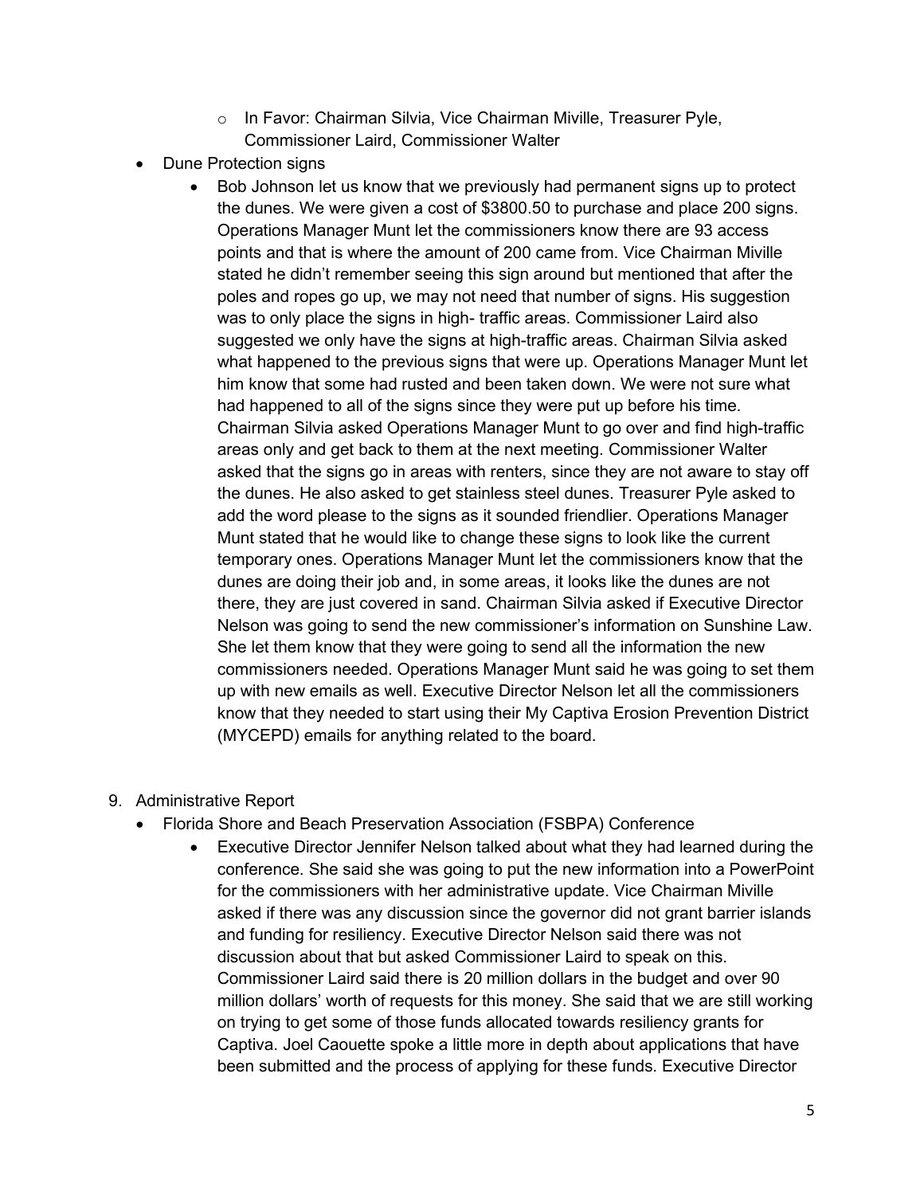- In Favor: Chairman Silvia, Vice Chairman Miville, Treasurer Pyle, Commissioner Laird, Commissioner Walter

- Dune Protection signs
  - Bob Johnson let us know that we previously had permanent signs up to protect the dunes. We were given a cost of $3800.50 to purchase and place 200 signs. Operations Manager Munt let the commissioners know there are 93 access points and that is where the amount of 200 came from. Vice Chairman Miville stated he didn't remember seeing this sign around but mentioned that after the poles and ropes go up, we may not need that number of signs. His suggestion was to only place the signs in high- traffic areas. Commissioner Laird also suggested we only have the signs at high-traffic areas. Chairman Silvia asked what happened to the previous signs that were up. Operations Manager Munt let him know that some had rusted and been taken down. We were not sure what had happened to all of the signs since they were put up before his time. Chairman Silvia asked Operations Manager Munt to go over and find high-traffic areas only and get back to them at the next meeting. Commissioner Walter asked that the signs go in areas with renters, since they are not aware to stay off the dunes. He also asked to get stainless steel dunes. Treasurer Pyle asked to add the word please to the signs as it sounded friendlier. Operations Manager Munt stated that he would like to change these signs to look like the current temporary ones. Operations Manager Munt let the commissioners know that the dunes are doing their job and, in some areas, it looks like the dunes are not there, they are just covered in sand. Chairman Silvia asked if Executive Director Nelson was going to send the new commissioner's information on Sunshine Law. She let them know that they were going to send all the information the new commissioners needed. Operations Manager Munt said he was going to set them up with new emails as well. Executive Director Nelson let all the commissioners know that they needed to start using their My Captiva Erosion Prevention District (MYCEPD) emails for anything related to the board.

9. Administrative Report
   - Florida Shore and Beach Preservation Association (FSBPA) Conference
     - Executive Director Jennifer Nelson talked about what they had learned during the conference. She said she was going to put the new information into a PowerPoint for the commissioners with her administrative update. Vice Chairman Miville asked if there was any discussion since the governor did not grant barrier islands and funding for resiliency. Executive Director Nelson said there was not discussion about that but asked Commissioner Laird to speak on this. Commissioner Laird said there is 20 million dollars in the budget and over 90 million dollars' worth of requests for this money. She said that we are still working on trying to get some of those funds allocated towards resiliency grants for Captiva. Joel Caouette spoke a little more in depth about applications that have been submitted and the process of applying for these funds. Executive Director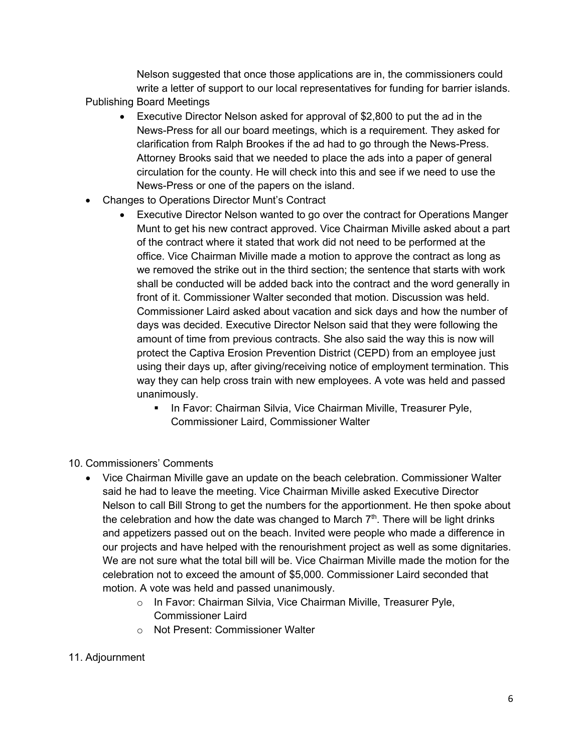Nelson suggested that once those applications are in, the commissioners could write a letter of support to our local representatives for funding for barrier islands.

Publishing Board Meetings

- Executive Director Nelson asked for approval of $2,800 to put the ad in the News-Press for all our board meetings, which is a requirement. They asked for clarification from Ralph Brookes if the ad had to go through the News-Press. Attorney Brooks said that we needed to place the ads into a paper of general circulation for the county. He will check into this and see if we need to use the News-Press or one of the papers on the island.

- Changes to Operations Director Munt's Contract
  - Executive Director Nelson wanted to go over the contract for Operations Manger Munt to get his new contract approved. Vice Chairman Miville asked about a part of the contract where it stated that work did not need to be performed at the office. Vice Chairman Miville made a motion to approve the contract as long as we removed the strike out in the third section; the sentence that starts with work shall be conducted will be added back into the contract and the word generally in front of it. Commissioner Walter seconded that motion. Discussion was held. Commissioner Laird asked about vacation and sick days and how the number of days was decided. Executive Director Nelson said that they were following the amount of time from previous contracts. She also said the way this is now will protect the Captiva Erosion Prevention District (CEPD) from an employee just using their days up, after giving/receiving notice of employment termination. This way they can help cross train with new employees. A vote was held and passed unanimously.
    - In Favor: Chairman Silvia, Vice Chairman Miville, Treasurer Pyle, Commissioner Laird, Commissioner Walter

10. Commissioners' Comments

- Vice Chairman Miville gave an update on the beach celebration. Commissioner Walter said he had to leave the meeting. Vice Chairman Miville asked Executive Director Nelson to call Bill Strong to get the numbers for the apportionment. He then spoke about the celebration and how the date was changed to March 7th. There will be light drinks and appetizers passed out on the beach. Invited were people who made a difference in our projects and have helped with the renourishment project as well as some dignitaries. We are not sure what the total bill will be. Vice Chairman Miville made the motion for the celebration not to exceed the amount of $5,000. Commissioner Laird seconded that motion. A vote was held and passed unanimously.
  - In Favor: Chairman Silvia, Vice Chairman Miville, Treasurer Pyle, Commissioner Laird
  - Not Present: Commissioner Walter

11. Adjournment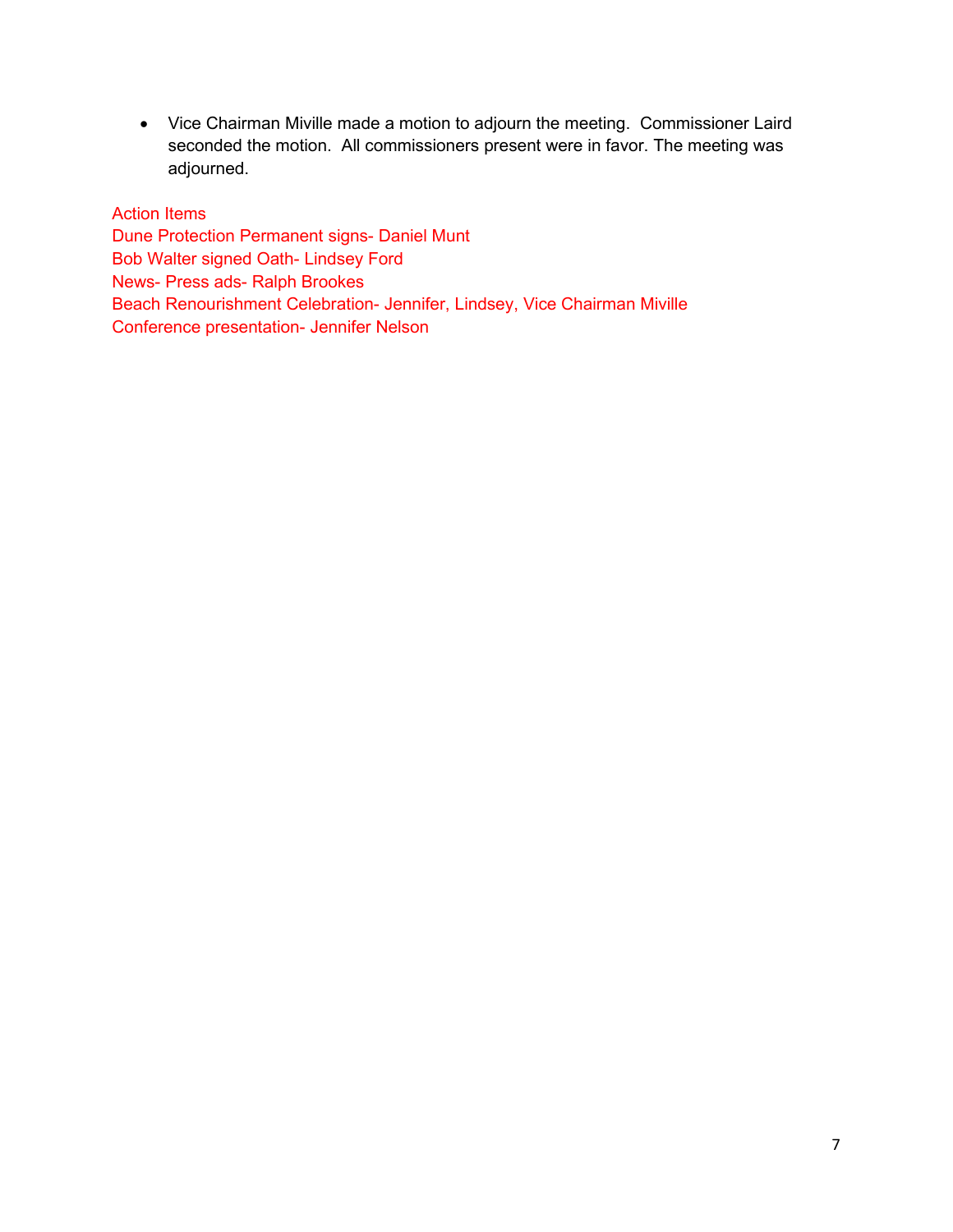- Vice Chairman Miville made a motion to adjourn the meeting. Commissioner Laird seconded the motion. All commissioners present were in favor. The meeting was adjourned.

Action Items
Dune Protection Permanent signs- Daniel Munt
Bob Walter signed Oath- Lindsey Ford
News- Press ads- Ralph Brookes
Beach Renourishment Celebration- Jennifer, Lindsey, Vice Chairman Miville
Conference presentation- Jennifer Nelson